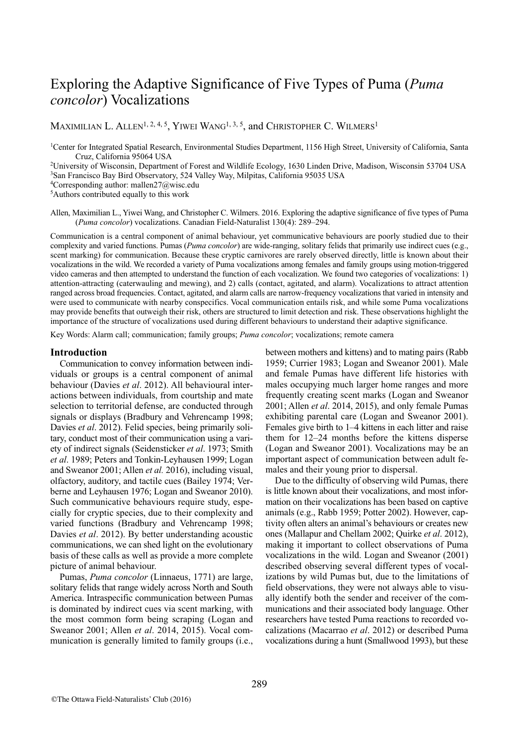# Exploring the Adaptive Significance of Five Types of Puma (*Puma concolor*) Vocalizations

Maximilian L. Allen[1, 2, 4, 5], Yiwei Wang[1, 3, 5], and Christopher C. Wilmers[1]

[1]Center for Integrated Spatial Research, Environmental Studies Department, 1156 High Street, University of California, Santa Cruz, California 95064 USA

[2]University of Wisconsin, Department of Forest and Wildlife Ecology, 1630 Linden Drive, Madison, Wisconsin 53704 USA

[3]San Francisco Bay Bird Observatory, 524 Valley Way, Milpitas, California 95035 USA

[4]Corresponding author: mallen27@wisc.edu

[5]Authors contributed equally to this work

Allen, Maximilian L., Yiwei Wang, and Christopher C. Wilmers. 2016. Exploring the adaptive significance of five types of Puma (*Puma concolor*) vocalizations. Canadian Field-Naturalist 130(4): 289–294.

Communication is a central component of animal behaviour, yet communicative behaviours are poorly studied due to their complexity and varied functions. Pumas (*Puma concolor*) are wide-ranging, solitary felids that primarily use indirect cues (e.g., scent marking) for communication. Because these cryptic carnivores are rarely observed directly, little is known about their vocalizations in the wild. We recorded a variety of Puma vocalizations among females and family groups using motion-triggered video cameras and then attempted to understand the function of each vocalization. We found two categories of vocalizations: 1) attention-attracting (caterwauling and mewing), and 2) calls (contact, agitated, and alarm). Vocalizations to attract attention ranged across broad frequencies. Contact, agitated, and alarm calls are narrow-frequency vocalizations that varied in intensity and were used to communicate with nearby conspecifics. Vocal communication entails risk, and while some Puma vocalizations may provide benefits that outweigh their risk, others are structured to limit detection and risk. These observations highlight the importance of the structure of vocalizations used during different behaviours to understand their adaptive significance.

Key Words: Alarm call; communication; family groups; *Puma concolor*; vocalizations; remote camera

## Introduction

Communication to convey information between individuals or groups is a central component of animal behaviour (Davies *et al*. 2012). All behavioural interactions between individuals, from courtship and mate selection to territorial defense, are conducted through signals or displays (Bradbury and Vehrencamp 1998; Davies *et al*. 2012). Felid species, being primarily solitary, conduct most of their communication using a variety of indirect signals (Seidensticker *et al*. 1973; Smith *et al*. 1989; Peters and Tonkin-Leyhausen 1999; Logan and Sweanor 2001; Allen *et al.* 2016), including visual, olfactory, auditory, and tactile cues (Bailey 1974; Verberne and Leyhausen 1976; Logan and Sweanor 2010). Such communicative behaviours require study, especially for cryptic species, due to their complexity and varied functions (Bradbury and Vehrencamp 1998; Davies *et al*. 2012). By better understanding acoustic communications, we can shed light on the evolutionary basis of these calls as well as provide a more complete picture of animal behaviour.

Pumas, *Puma concolor* (Linnaeus, 1771) are large, solitary felids that range widely across North and South America. Intraspecific communication between Pumas is dominated by indirect cues via scent marking, with the most common form being scraping (Logan and Sweanor 2001; Allen *et al*. 2014, 2015). Vocal communication is generally limited to family groups (i.e., between mothers and kittens) and to mating pairs (Rabb 1959; Currier 1983; Logan and Sweanor 2001). Male and female Pumas have different life histories with males occupying much larger home ranges and more frequently creating scent marks (Logan and Sweanor 2001; Allen *et al*. 2014, 2015), and only female Pumas exhibiting parental care (Logan and Sweanor 2001). Females give birth to 1–4 kittens in each litter and raise them for 12–24 months before the kittens disperse (Logan and Sweanor 2001). Vocalizations may be an important aspect of communication between adult females and their young prior to dispersal.

Due to the difficulty of observing wild Pumas, there is little known about their vocalizations, and most information on their vocalizations has been based on captive animals (e.g., Rabb 1959; Potter 2002). However, captivity often alters an animal's behaviours or creates new ones (Mallapur and Chellam 2002; Quirke *et al*. 2012), making it important to collect observations of Puma vocalizations in the wild. Logan and Sweanor (2001) described observing several different types of vocalizations by wild Pumas but, due to the limitations of field observations, they were not always able to visually identify both the sender and receiver of the communications and their associated body language. Other researchers have tested Puma reactions to recorded vocalizations (Macarrao *et al*. 2012) or described Puma vocalizations during a hunt (Smallwood 1993), but these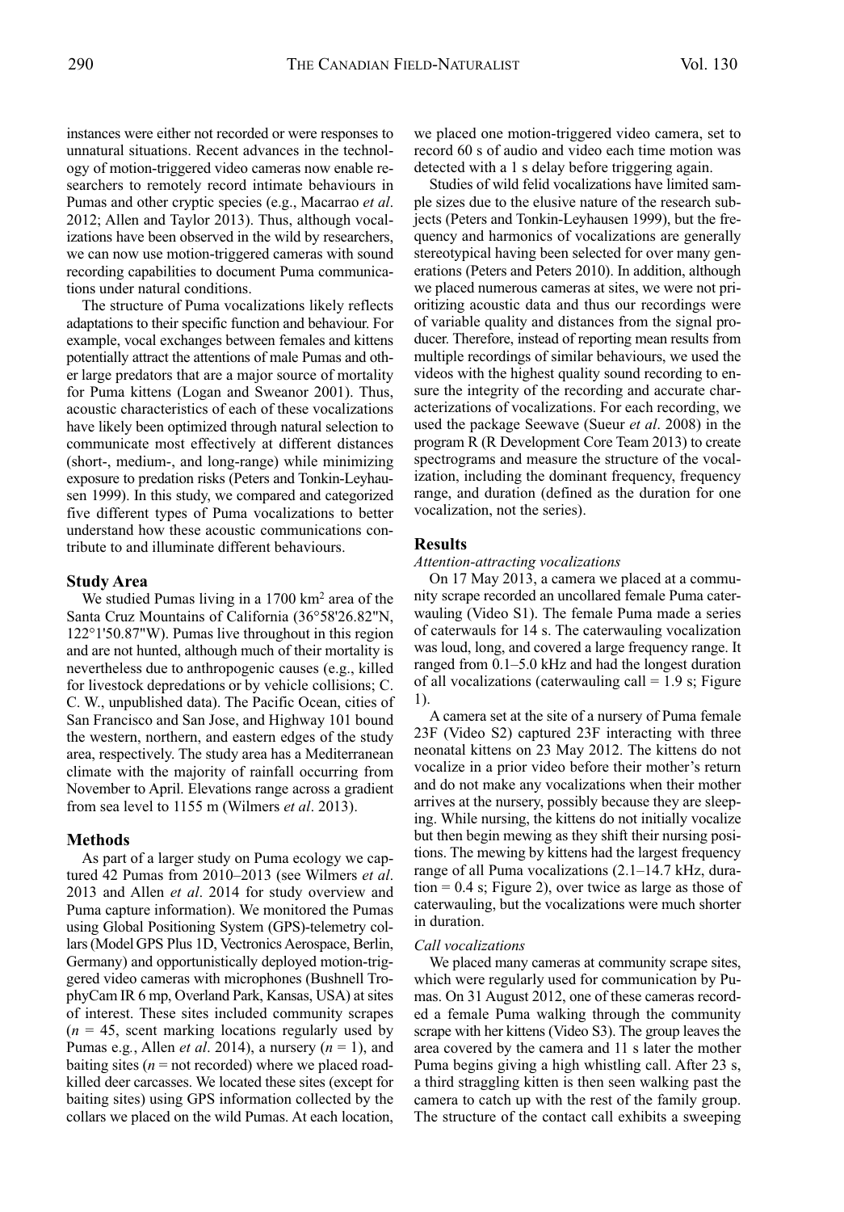instances were either not recorded or were responses to unnatural situations. Recent advances in the technology of motion-triggered video cameras now enable researchers to remotely record intimate behaviours in Pumas and other cryptic species (e.g., Macarrao *et al*. 2012; Allen and Taylor 2013). Thus, although vocalizations have been observed in the wild by researchers, we can now use motion-triggered cameras with sound recording capabilities to document Puma communications under natural conditions.

The structure of Puma vocalizations likely reflects adaptations to their specific function and behaviour. For example, vocal exchanges between females and kittens potentially attract the attentions of male Pumas and other large predators that are a major source of mortality for Puma kittens (Logan and Sweanor 2001). Thus, acoustic characteristics of each of these vocalizations have likely been optimized through natural selection to communicate most effectively at different distances (short-, medium-, and long-range) while minimizing exposure to predation risks (Peters and Tonkin-Leyhausen 1999). In this study, we compared and categorized five different types of Puma vocalizations to better understand how these acoustic communications contribute to and illuminate different behaviours.

## Study Area

We studied Pumas living in a 1700 km$^2$ area of the Santa Cruz Mountains of California (36°58'26.82"N, 122°1'50.87"W). Pumas live throughout in this region and are not hunted, although much of their mortality is nevertheless due to anthropogenic causes (e.g., killed for livestock depredations or by vehicle collisions; C. C. W., unpublished data). The Pacific Ocean, cities of San Francisco and San Jose, and Highway 101 bound the western, northern, and eastern edges of the study area, respectively. The study area has a Mediterranean climate with the majority of rainfall occurring from November to April. Elevations range across a gradient from sea level to 1155 m (Wilmers *et al*. 2013).

## Methods

As part of a larger study on Puma ecology we captured 42 Pumas from 2010–2013 (see Wilmers *et al*. 2013 and Allen *et al*. 2014 for study overview and Puma capture information). We monitored the Pumas using Global Positioning System (GPS)-telemetry collars (Model GPS Plus 1D, Vectronics Aerospace, Berlin, Germany) and opportunistically deployed motion-triggered video cameras with microphones (Bushnell TrophyCam IR 6 mp, Overland Park, Kansas, USA) at sites of interest. These sites included community scrapes ($n$ = 45, scent marking locations regularly used by Pumas e.g., Allen *et al*. 2014), a nursery ($n$ = 1), and baiting sites ($n$ = not recorded) where we placed road-killed deer carcasses. We located these sites (except for baiting sites) using GPS information collected by the collars we placed on the wild Pumas. At each location, we placed one motion-triggered video camera, set to record 60 s of audio and video each time motion was detected with a 1 s delay before triggering again.

Studies of wild felid vocalizations have limited sample sizes due to the elusive nature of the research subjects (Peters and Tonkin-Leyhausen 1999), but the frequency and harmonics of vocalizations are generally stereotypical having been selected for over many generations (Peters and Peters 2010). In addition, although we placed numerous cameras at sites, we were not prioritizing acoustic data and thus our recordings were of variable quality and distances from the signal producer. Therefore, instead of reporting mean results from multiple recordings of similar behaviours, we used the videos with the highest quality sound recording to ensure the integrity of the recording and accurate characterizations of vocalizations. For each recording, we used the package Seewave (Sueur *et al*. 2008) in the program R (R Development Core Team 2013) to create spectrograms and measure the structure of the vocalization, including the dominant frequency, frequency range, and duration (defined as the duration for one vocalization, not the series).

## Results

### *Attention-attracting vocalizations*

On 17 May 2013, a camera we placed at a community scrape recorded an uncollared female Puma caterwauling (Video S1). The female Puma made a series of caterwauls for 14 s. The caterwauling vocalization was loud, long, and covered a large frequency range. It ranged from 0.1–5.0 kHz and had the longest duration of all vocalizations (caterwauling call = 1.9 s; Figure 1).

A camera set at the site of a nursery of Puma female 23F (Video S2) captured 23F interacting with three neonatal kittens on 23 May 2012. The kittens do not vocalize in a prior video before their mother's return and do not make any vocalizations when their mother arrives at the nursery, possibly because they are sleeping. While nursing, the kittens do not initially vocalize but then begin mewing as they shift their nursing positions. The mewing by kittens had the largest frequency range of all Puma vocalizations (2.1–14.7 kHz, duration = 0.4 s; Figure 2), over twice as large as those of caterwauling, but the vocalizations were much shorter in duration.

### *Call vocalizations*

We placed many cameras at community scrape sites, which were regularly used for communication by Pumas. On 31 August 2012, one of these cameras recorded a female Puma walking through the community scrape with her kittens (Video S3). The group leaves the area covered by the camera and 11 s later the mother Puma begins giving a high whistling call. After 23 s, a third straggling kitten is then seen walking past the camera to catch up with the rest of the family group. The structure of the contact call exhibits a sweeping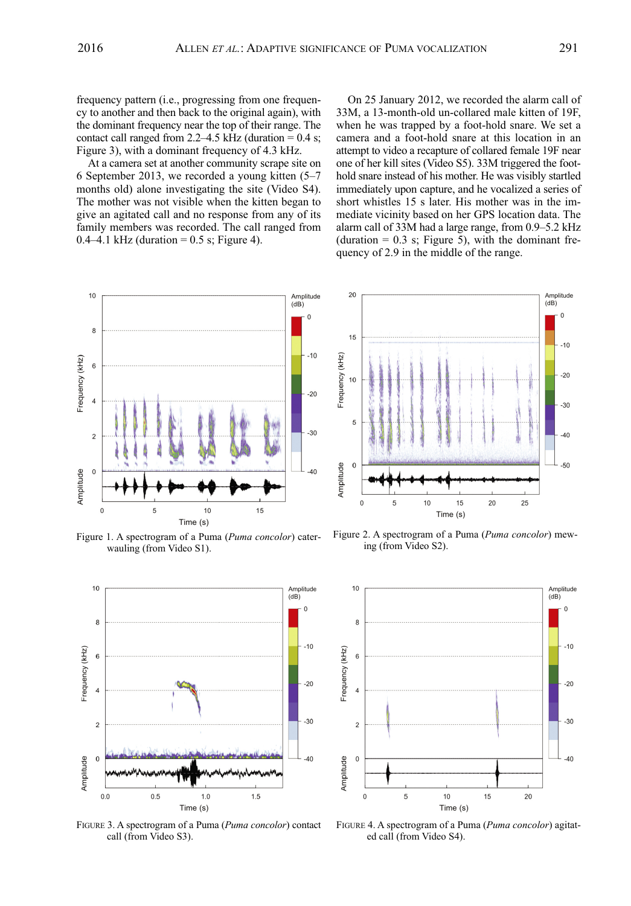frequency pattern (i.e., progressing from one frequency to another and then back to the original again), with the dominant frequency near the top of their range. The contact call ranged from 2.2–4.5 kHz (duration = 0.4 s; Figure 3), with a dominant frequency of 4.3 kHz.

At a camera set at another community scrape site on 6 September 2013, we recorded a young kitten (5–7 months old) alone investigating the site (Video S4). The mother was not visible when the kitten began to give an agitated call and no response from any of its family members was recorded. The call ranged from 0.4–4.1 kHz (duration = 0.5 s; Figure 4).

On 25 January 2012, we recorded the alarm call of 33M, a 13-month-old un-collared male kitten of 19F, when he was trapped by a foot-hold snare. We set a camera and a foot-hold snare at this location in an attempt to video a recapture of collared female 19F near one of her kill sites (Video S5). 33M triggered the foot-hold snare instead of his mother. He was visibly startled immediately upon capture, and he vocalized a series of short whistles 15 s later. His mother was in the immediate vicinity based on her GPS location data. The alarm call of 33M had a large range, from 0.9–5.2 kHz (duration = 0.3 s; Figure 5), with the dominant frequency of 2.9 in the middle of the range.

Figure 1. A spectrogram of a Puma (*Puma concolor*) caterwauling (from Video S1).

Figure 2. A spectrogram of a Puma (*Puma concolor*) mewing (from Video S2).

Figure 3. A spectrogram of a Puma (*Puma concolor*) contact call (from Video S3).

Figure 4. A spectrogram of a Puma (*Puma concolor*) agitated call (from Video S4).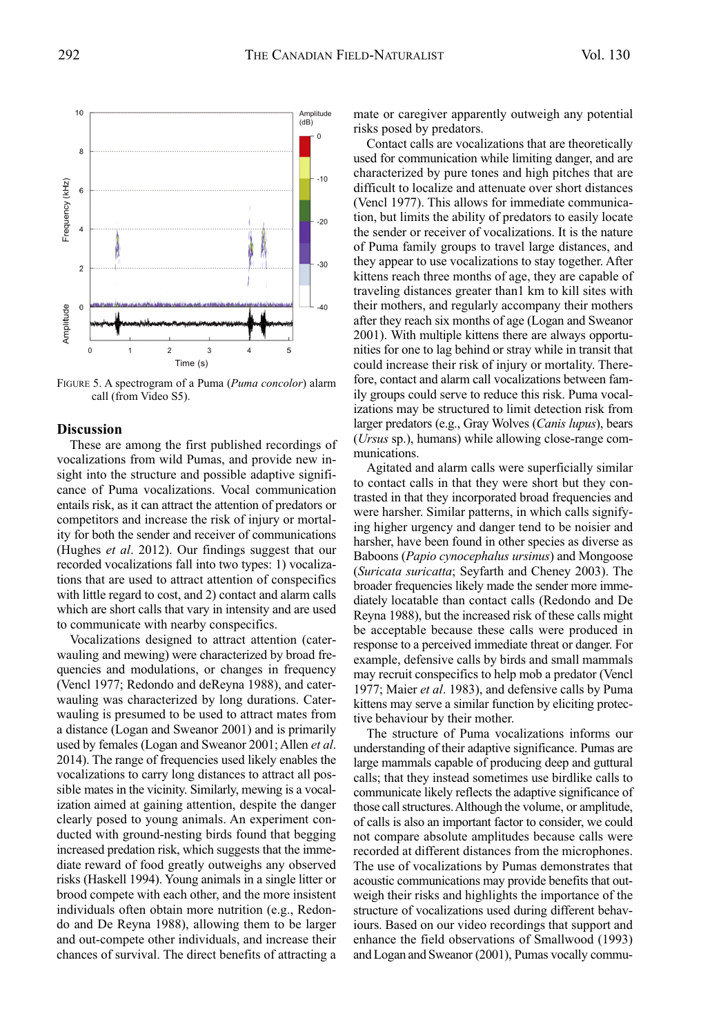10

8

6

4

2

0

Frequency (kHz)

Amplitude

0 1 2 3 4 5

Time (s)

Amplitude (dB)

0

-10

-20

-30

-40

FIGURE 5. A spectrogram of a Puma (*Puma concolor*) alarm call (from Video S5).

## Discussion

These are among the first published recordings of vocalizations from wild Pumas, and provide new insight into the structure and possible adaptive significance of Puma vocalizations. Vocal communication entails risk, as it can attract the attention of predators or competitors and increase the risk of injury or mortality for both the sender and receiver of communications (Hughes *et al*. 2012). Our findings suggest that our recorded vocalizations fall into two types: 1) vocalizations that are used to attract attention of conspecifics with little regard to cost, and 2) contact and alarm calls which are short calls that vary in intensity and are used to communicate with nearby conspecifics.

Vocalizations designed to attract attention (caterwauling and mewing) were characterized by broad frequencies and modulations, or changes in frequency (Vencl 1977; Redondo and deReyna 1988), and caterwauling was characterized by long durations. Caterwauling is presumed to be used to attract mates from a distance (Logan and Sweanor 2001) and is primarily used by females (Logan and Sweanor 2001; Allen *et al*. 2014). The range of frequencies used likely enables the vocalizations to carry long distances to attract all possible mates in the vicinity. Similarly, mewing is a vocalization aimed at gaining attention, despite the danger clearly posed to young animals. An experiment conducted with ground-nesting birds found that begging increased predation risk, which suggests that the immediate reward of food greatly outweighs any observed risks (Haskell 1994). Young animals in a single litter or brood compete with each other, and the more insistent individuals often obtain more nutrition (e.g., Redondo and De Reyna 1988), allowing them to be larger and out-compete other individuals, and increase their chances of survival. The direct benefits of attracting a mate or caregiver apparently outweigh any potential risks posed by predators.

Contact calls are vocalizations that are theoretically used for communication while limiting danger, and are characterized by pure tones and high pitches that are difficult to localize and attenuate over short distances (Vencl 1977). This allows for immediate communication, but limits the ability of predators to easily locate the sender or receiver of vocalizations. It is the nature of Puma family groups to travel large distances, and they appear to use vocalizations to stay together. After kittens reach three months of age, they are capable of traveling distances greater than1 km to kill sites with their mothers, and regularly accompany their mothers after they reach six months of age (Logan and Sweanor 2001). With multiple kittens there are always opportunities for one to lag behind or stray while in transit that could increase their risk of injury or mortality. Therefore, contact and alarm call vocalizations between family groups could serve to reduce this risk. Puma vocalizations may be structured to limit detection risk from larger predators (e.g., Gray Wolves (*Canis lupus*), bears (*Ursus* sp.), humans) while allowing close-range communications.

Agitated and alarm calls were superficially similar to contact calls in that they were short but they contrasted in that they incorporated broad frequencies and were harsher. Similar patterns, in which calls signifying higher urgency and danger tend to be noisier and harsher, have been found in other species as diverse as Baboons (*Papio cynocephalus ursinus*) and Mongoose (*Suricata suricatta*; Seyfarth and Cheney 2003). The broader frequencies likely made the sender more immediately locatable than contact calls (Redondo and De Reyna 1988), but the increased risk of these calls might be acceptable because these calls were produced in response to a perceived immediate threat or danger. For example, defensive calls by birds and small mammals may recruit conspecifics to help mob a predator (Vencl 1977; Maier *et al*. 1983), and defensive calls by Puma kittens may serve a similar function by eliciting protective behaviour by their mother.

The structure of Puma vocalizations informs our understanding of their adaptive significance. Pumas are large mammals capable of producing deep and guttural calls; that they instead sometimes use birdlike calls to communicate likely reflects the adaptive significance of those call structures. Although the volume, or amplitude, of calls is also an important factor to consider, we could not compare absolute amplitudes because calls were recorded at different distances from the microphones. The use of vocalizations by Pumas demonstrates that acoustic communications may provide benefits that outweigh their risks and highlights the importance of the structure of vocalizations used during different behaviours. Based on our video recordings that support and enhance the field observations of Smallwood (1993) and Logan and Sweanor (2001), Pumas vocally commu-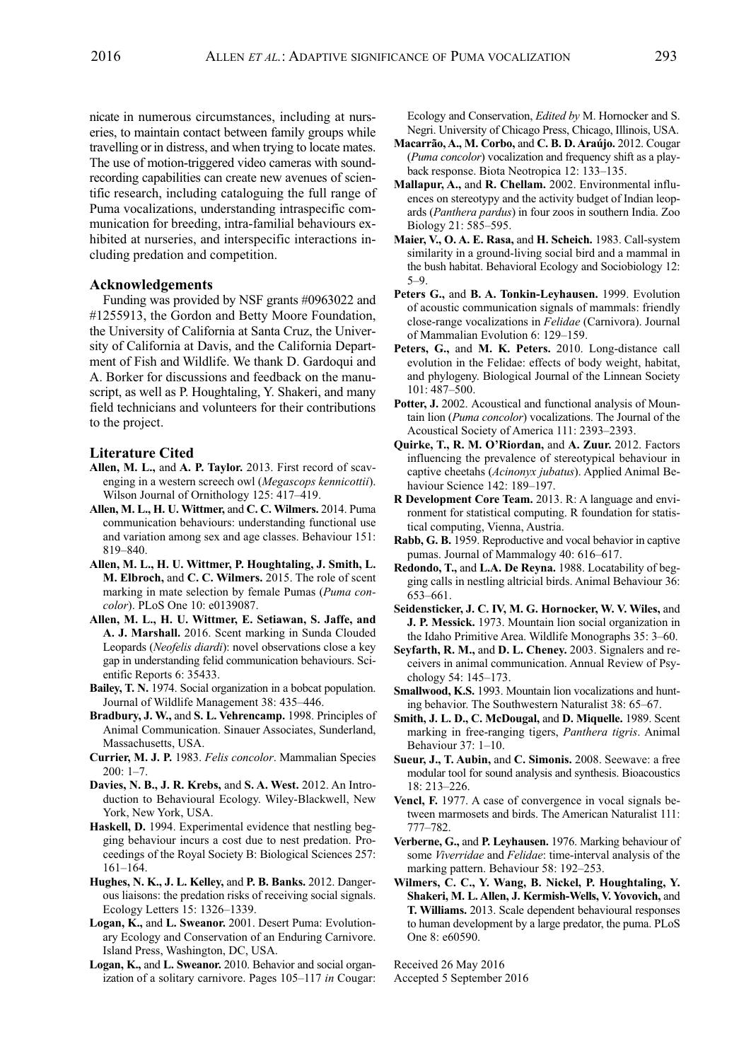nicate in numerous circumstances, including at nurseries, to maintain contact between family groups while travelling or in distress, and when trying to locate mates. The use of motion-triggered video cameras with sound-recording capabilities can create new avenues of scientific research, including cataloguing the full range of Puma vocalizations, understanding intraspecific communication for breeding, intra-familial behaviours exhibited at nurseries, and interspecific interactions including predation and competition.

## Acknowledgements

Funding was provided by NSF grants #0963022 and #1255913, the Gordon and Betty Moore Foundation, the University of California at Santa Cruz, the University of California at Davis, and the California Department of Fish and Wildlife. We thank D. Gardoqui and A. Borker for discussions and feedback on the manuscript, as well as P. Houghtaling, Y. Shakeri, and many field technicians and volunteers for their contributions to the project.

## Literature Cited

**Allen, M. L.,** and **A. P. Taylor.** 2013. First record of scavenging in a western screech owl (*Megascops kennicottii*). Wilson Journal of Ornithology 125: 417–419.

**Allen, M. L., H. U. Wittmer,** and **C. C. Wilmers.** 2014. Puma communication behaviours: understanding functional use and variation among sex and age classes. Behaviour 151: 819–840.

**Allen, M. L., H. U. Wittmer, P. Houghtaling, J. Smith, L. M. Elbroch,** and **C. C. Wilmers.** 2015. The role of scent marking in mate selection by female Pumas (*Puma concolor*). PLoS One 10: e0139087.

**Allen, M. L., H. U. Wittmer, E. Setiawan, S. Jaffe, and A. J. Marshall.** 2016. Scent marking in Sunda Clouded Leopards (*Neofelis diardi*): novel observations close a key gap in understanding felid communication behaviours. Scientific Reports 6: 35433.

**Bailey, T. N.** 1974. Social organization in a bobcat population. Journal of Wildlife Management 38: 435–446.

**Bradbury, J. W.,** and **S. L. Vehrencamp.** 1998. Principles of Animal Communication. Sinauer Associates, Sunderland, Massachusetts, USA.

**Currier, M. J. P.** 1983. *Felis concolor*. Mammalian Species 200: 1–7.

**Davies, N. B., J. R. Krebs,** and **S. A. West.** 2012. An Introduction to Behavioural Ecology. Wiley-Blackwell, New York, New York, USA.

**Haskell, D.** 1994. Experimental evidence that nestling begging behaviour incurs a cost due to nest predation. Proceedings of the Royal Society B: Biological Sciences 257: 161–164.

**Hughes, N. K., J. L. Kelley,** and **P. B. Banks.** 2012. Dangerous liaisons: the predation risks of receiving social signals. Ecology Letters 15: 1326–1339.

**Logan, K.,** and **L. Sweanor.** 2001. Desert Puma: Evolutionary Ecology and Conservation of an Enduring Carnivore. Island Press, Washington, DC, USA.

**Logan, K.,** and **L. Sweanor.** 2010. Behavior and social organization of a solitary carnivore. Pages 105–117 *in* Cougar: Ecology and Conservation, *Edited by* M. Hornocker and S. Negri. University of Chicago Press, Chicago, Illinois, USA.

**Macarrão, A., M. Corbo,** and **C. B. D. Araújo.** 2012. Cougar (*Puma concolor*) vocalization and frequency shift as a playback response. Biota Neotropica 12: 133–135.

**Mallapur, A.,** and **R. Chellam.** 2002. Environmental influences on stereotypy and the activity budget of Indian leopards (*Panthera pardus*) in four zoos in southern India. Zoo Biology 21: 585–595.

**Maier, V., O. A. E. Rasa,** and **H. Scheich.** 1983. Call-system similarity in a ground-living social bird and a mammal in the bush habitat. Behavioral Ecology and Sociobiology 12: 5–9.

**Peters G.,** and **B. A. Tonkin-Leyhausen.** 1999. Evolution of acoustic communication signals of mammals: friendly close-range vocalizations in *Felidae* (Carnivora). Journal of Mammalian Evolution 6: 129–159.

**Peters, G.,** and **M. K. Peters.** 2010. Long-distance call evolution in the Felidae: effects of body weight, habitat, and phylogeny. Biological Journal of the Linnean Society 101: 487–500.

**Potter, J.** 2002. Acoustical and functional analysis of Mountain lion (*Puma concolor*) vocalizations. The Journal of the Acoustical Society of America 111: 2393–2393.

**Quirke, T., R. M. O'Riordan,** and **A. Zuur.** 2012. Factors influencing the prevalence of stereotypical behaviour in captive cheetahs (*Acinonyx jubatus*). Applied Animal Behaviour Science 142: 189–197.

**R Development Core Team.** 2013. R: A language and environment for statistical computing. R foundation for statistical computing, Vienna, Austria.

**Rabb, G. B.** 1959. Reproductive and vocal behavior in captive pumas. Journal of Mammalogy 40: 616–617.

**Redondo, T.,** and **L.A. De Reyna.** 1988. Locatability of begging calls in nestling altricial birds. Animal Behaviour 36: 653–661.

**Seidensticker, J. C. IV, M. G. Hornocker, W. V. Wiles,** and **J. P. Messick.** 1973. Mountain lion social organization in the Idaho Primitive Area. Wildlife Monographs 35: 3–60.

**Seyfarth, R. M.,** and **D. L. Cheney.** 2003. Signalers and receivers in animal communication. Annual Review of Psychology 54: 145–173.

**Smallwood, K.S.** 1993. Mountain lion vocalizations and hunting behavior. The Southwestern Naturalist 38: 65–67.

**Smith, J. L. D., C. McDougal,** and **D. Miquelle.** 1989. Scent marking in free-ranging tigers, *Panthera tigris*. Animal Behaviour 37: 1–10.

**Sueur, J., T. Aubin,** and **C. Simonis.** 2008. Seewave: a free modular tool for sound analysis and synthesis. Bioacoustics 18: 213–226.

**Vencl, F.** 1977. A case of convergence in vocal signals between marmosets and birds. The American Naturalist 111: 777–782.

**Verberne, G.,** and **P. Leyhausen.** 1976. Marking behaviour of some *Viverridae* and *Felidae*: time-interval analysis of the marking pattern. Behaviour 58: 192–253.

**Wilmers, C. C., Y. Wang, B. Nickel, P. Houghtaling, Y. Shakeri, M. L. Allen, J. Kermish-Wells, V. Yovovich,** and **T. Williams.** 2013. Scale dependent behavioural responses to human development by a large predator, the puma. PLoS One 8: e60590.

Received 26 May 2016
Accepted 5 September 2016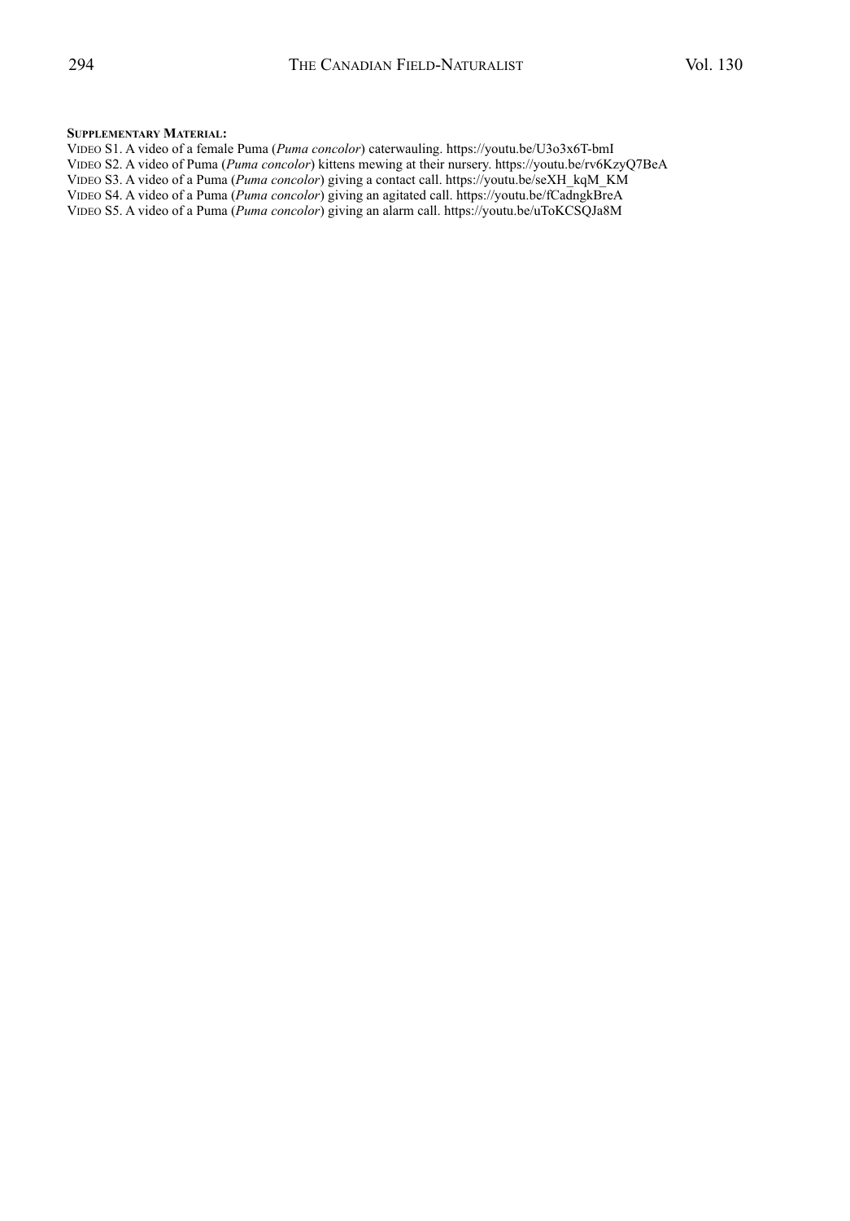**Supplementary Material:**

Video S1. A video of a female Puma (*Puma concolor*) caterwauling. https://youtu.be/U3o3x6T-bmI

Video S2. A video of Puma (*Puma concolor*) kittens mewing at their nursery. https://youtu.be/rv6KzyQ7BeA

Video S3. A video of a Puma (*Puma concolor*) giving a contact call. https://youtu.be/seXH_kqM_KM

Video S4. A video of a Puma (*Puma concolor*) giving an agitated call. https://youtu.be/fCadngkBreA

Video S5. A video of a Puma (*Puma concolor*) giving an alarm call. https://youtu.be/uToKCSQJa8M